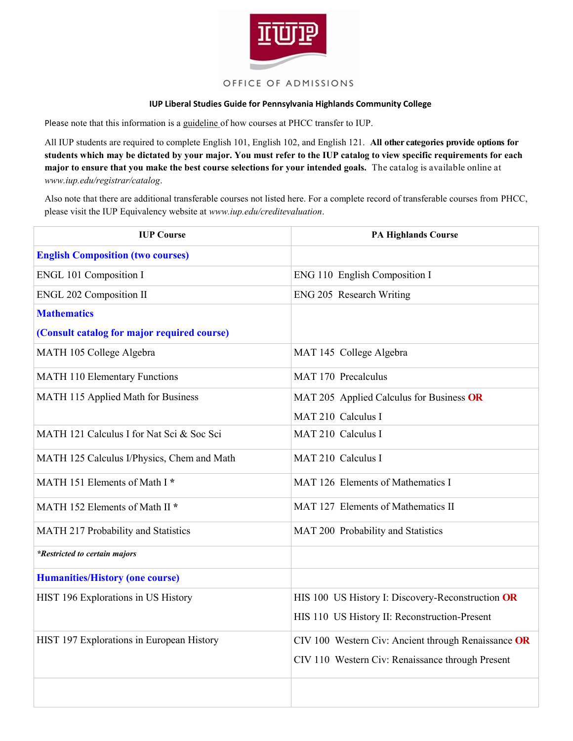OFFICE OF ADMISSIONS

**IUP Liberal Studies Guide for Pennsylvania Highlands Community College**

Please note that this information is a guideline of how courses at PHCC transfer to IUP.

All IUP students are required to complete English 101, English 102, and English 121. **All other categories provide options for students which may be dictated by your major. You must refer to the IUP catalog to view specific requirements for each major to ensure that you make the best course selections for your intended goals.** The catalog is available online at *www.iup.edu/registrar/catalog*.

Also note that there are additional transferable courses not listed here. For a complete record of transferable courses from PHCC, please visit the IUP Equivalency website at *www.iup.edu/creditevaluation*.

| IUP Course | PA Highlands Course |
|---|---|
| **English Composition (two courses)** | |
| ENGL 101 Composition I | ENG 110 English Composition I |
| ENGL 202 Composition II | ENG 205 Research Writing |
| **Mathematics** **(Consult catalog for major required course)** | |
| MATH 105 College Algebra | MAT 145 College Algebra |
| MATH 110 Elementary Functions | MAT 170 Precalculus |
| MATH 115 Applied Math for Business | MAT 205 Applied Calculus for Business **OR** MAT 210 Calculus I |
| MATH 121 Calculus I for Nat Sci & Soc Sci | MAT 210 Calculus I |
| MATH 125 Calculus I/Physics, Chem and Math | MAT 210 Calculus I |
| MATH 151 Elements of Math I * | MAT 126 Elements of Mathematics I |
| MATH 152 Elements of Math II * | MAT 127 Elements of Mathematics II |
| MATH 217 Probability and Statistics | MAT 200 Probability and Statistics |
| ***Restricted to certain majors** | |
| **Humanities/History (one course)** | |
| HIST 196 Explorations in US History | HIS 100 US History I: Discovery-Reconstruction **OR** HIS 110 US History II: Reconstruction-Present |
| HIST 197 Explorations in European History | CIV 100 Western Civ: Ancient through Renaissance **OR** CIV 110 Western Civ: Renaissance through Present |
| | |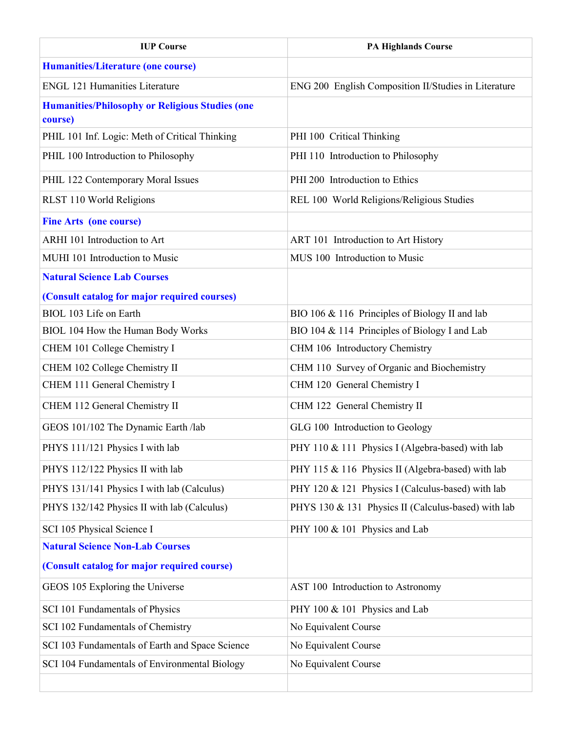| IUP Course | PA Highlands Course |
|---|---|
| **Humanities/Literature (one course)** | |
| ENGL 121 Humanities Literature | ENG 200 English Composition II/Studies in Literature |
| **Humanities/Philosophy or Religious Studies (one course)** | |
| PHIL 101 Inf. Logic: Meth of Critical Thinking | PHI 100 Critical Thinking |
| PHIL 100 Introduction to Philosophy | PHI 110 Introduction to Philosophy |
| PHIL 122 Contemporary Moral Issues | PHI 200 Introduction to Ethics |
| RLST 110 World Religions | REL 100 World Religions/Religious Studies |
| **Fine Arts (one course)** | |
| ARHI 101 Introduction to Art | ART 101 Introduction to Art History |
| MUHI 101 Introduction to Music | MUS 100 Introduction to Music |
| **Natural Science Lab Courses**<br>**(Consult catalog for major required courses)** | |
| BIOL 103 Life on Earth | BIO 106 & 116 Principles of Biology II and lab |
| BIOL 104 How the Human Body Works | BIO 104 & 114 Principles of Biology I and Lab |
| CHEM 101 College Chemistry I | CHM 106 Introductory Chemistry |
| CHEM 102 College Chemistry II | CHM 110 Survey of Organic and Biochemistry |
| CHEM 111 General Chemistry I | CHM 120 General Chemistry I |
| CHEM 112 General Chemistry II | CHM 122 General Chemistry II |
| GEOS 101/102 The Dynamic Earth /lab | GLG 100 Introduction to Geology |
| PHYS 111/121 Physics I with lab | PHY 110 & 111 Physics I (Algebra-based) with lab |
| PHYS 112/122 Physics II with lab | PHY 115 & 116 Physics II (Algebra-based) with lab |
| PHYS 131/141 Physics I with lab (Calculus) | PHY 120 & 121 Physics I (Calculus-based) with lab |
| PHYS 132/142 Physics II with lab (Calculus) | PHYS 130 & 131 Physics II (Calculus-based) with lab |
| SCI 105 Physical Science I | PHY 100 & 101 Physics and Lab |
| **Natural Science Non-Lab Courses**<br>**(Consult catalog for major required course)** | |
| GEOS 105 Exploring the Universe | AST 100 Introduction to Astronomy |
| SCI 101 Fundamentals of Physics | PHY 100 & 101 Physics and Lab |
| SCI 102 Fundamentals of Chemistry | No Equivalent Course |
| SCI 103 Fundamentals of Earth and Space Science | No Equivalent Course |
| SCI 104 Fundamentals of Environmental Biology | No Equivalent Course |
| | |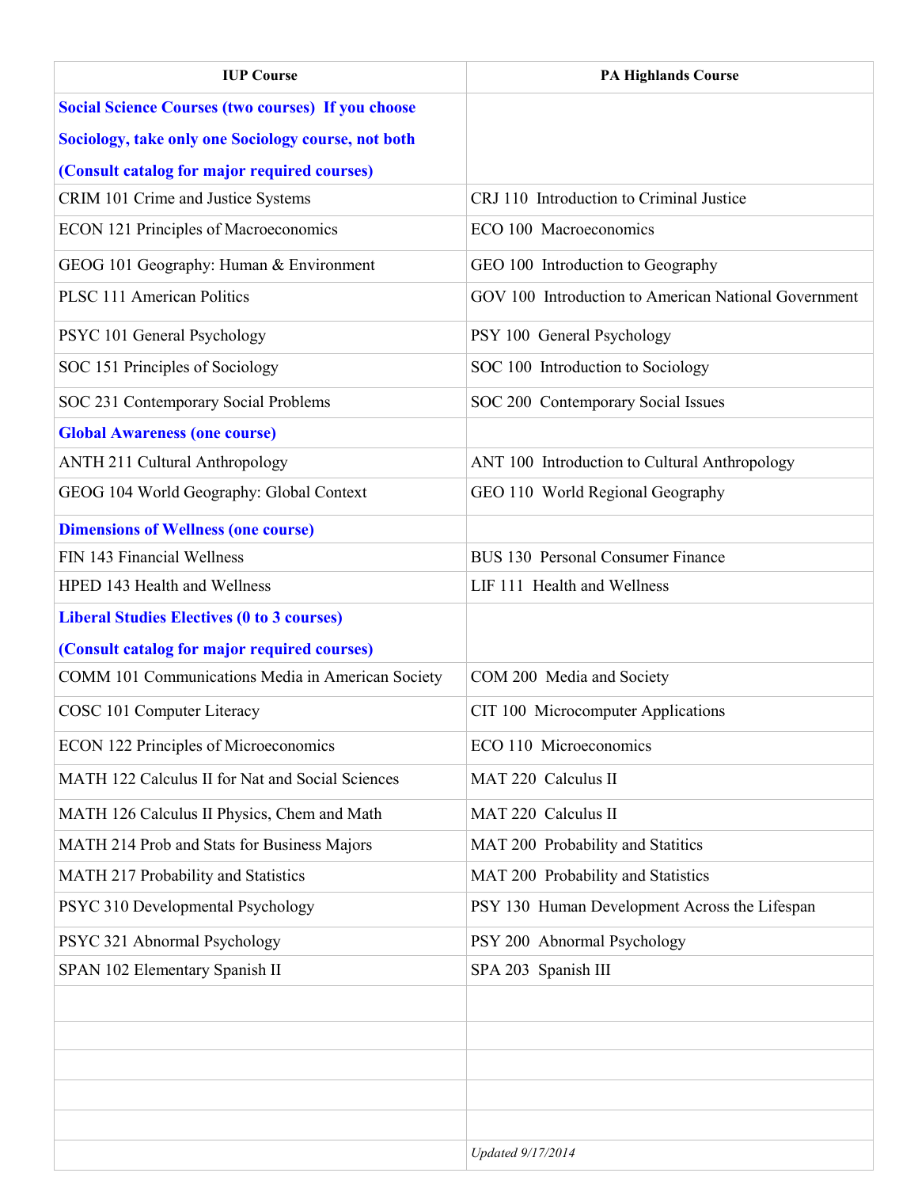| IUP Course | PA Highlands Course |
|---|---|
| **Social Science Courses (two courses) If you choose Sociology, take only one Sociology course, not both (Consult catalog for major required courses)** | |
| CRIM 101 Crime and Justice Systems | CRJ 110 Introduction to Criminal Justice |
| ECON 121 Principles of Macroeconomics | ECO 100 Macroeconomics |
| GEOG 101 Geography: Human & Environment | GEO 100 Introduction to Geography |
| PLSC 111 American Politics | GOV 100 Introduction to American National Government |
| PSYC 101 General Psychology | PSY 100 General Psychology |
| SOC 151 Principles of Sociology | SOC 100 Introduction to Sociology |
| SOC 231 Contemporary Social Problems | SOC 200 Contemporary Social Issues |
| **Global Awareness (one course)** | |
| ANTH 211 Cultural Anthropology | ANT 100 Introduction to Cultural Anthropology |
| GEOG 104 World Geography: Global Context | GEO 110 World Regional Geography |
| **Dimensions of Wellness (one course)** | |
| FIN 143 Financial Wellness | BUS 130 Personal Consumer Finance |
| HPED 143 Health and Wellness | LIF 111 Health and Wellness |
| **Liberal Studies Electives (0 to 3 courses) (Consult catalog for major required courses)** | |
| COMM 101 Communications Media in American Society | COM 200 Media and Society |
| COSC 101 Computer Literacy | CIT 100 Microcomputer Applications |
| ECON 122 Principles of Microeconomics | ECO 110 Microeconomics |
| MATH 122 Calculus II for Nat and Social Sciences | MAT 220 Calculus II |
| MATH 126 Calculus II Physics, Chem and Math | MAT 220 Calculus II |
| MATH 214 Prob and Stats for Business Majors | MAT 200 Probability and Statitics |
| MATH 217 Probability and Statistics | MAT 200 Probability and Statistics |
| PSYC 310 Developmental Psychology | PSY 130 Human Development Across the Lifespan |
| PSYC 321 Abnormal Psychology | PSY 200 Abnormal Psychology |
| SPAN 102 Elementary Spanish II | SPA 203 Spanish III |
| | |
| | |
| | |
| | |
| | |
| | *Updated 9/17/2014* |